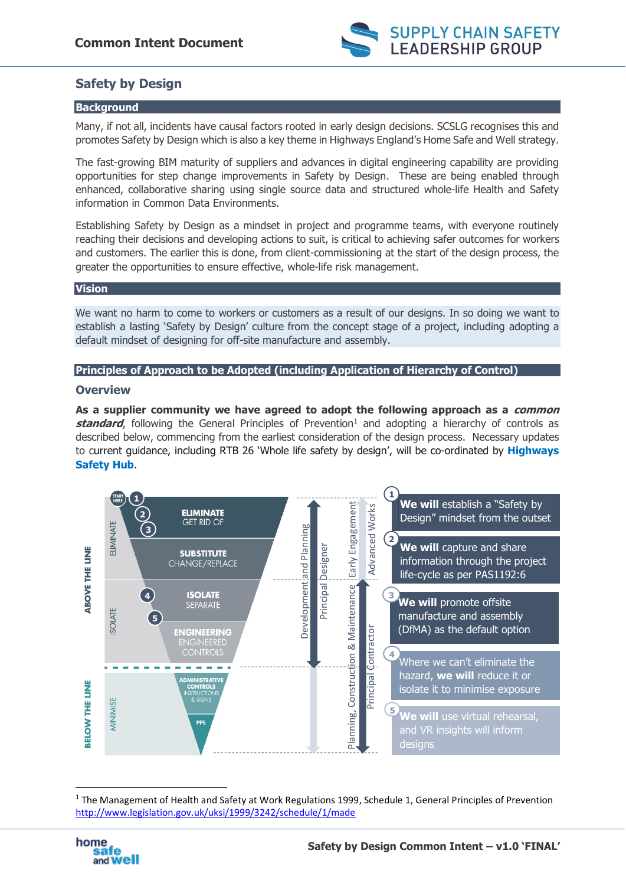## Safety by Design

### Background

Many, if not all, incidents have causal factors rooted in early design decisions. SCSLG recognises this and promotes Safety by Design which is also a key theme in Highways England's Home Safe and Well strategy.

The fast-growing BIM maturity of suppliers and advances in digital engineering capability are providing opportunities for step change improvements in Safety by Design. These are being enabled through enhanced, collaborative sharing using single source data and structured whole-life Health and Safety information in Common Data Environments.

Establishing Safety by Design as a mindset in project and programme teams, with everyone routinely reaching their decisions and developing actions to suit, is critical to achieving safer outcomes for workers and customers. The earlier this is done, from client-commissioning at the start of the design process, the greater the opportunities to ensure effective, whole-life risk management.

### Vision

We want no harm to come to workers or customers as a result of our designs. In so doing we want to establish a lasting 'Safety by Design' culture from the concept stage of a project, including adopting a default mindset of designing for off-site manufacture and assembly.

### Principles of Approach to be Adopted (including Application of Hierarchy of Control)

#### Overview

**As a supplier community we have agreed to adopt the following approach as a *common standard*,** following the General Principles of Prevention[1] and adopting a hierarchy of controls as described below, commencing from the earliest consideration of the design process. Necessary updates to current guidance, including RTB 26 'Whole life safety by design', will be co-ordinated by **Highways Safety Hub**.

ABOVE THE LINE

- ELIMINATE
  - START HERE
  - **ELIMINATE** – GET RID OF
  - **SUBSTITUTE** – CHANGE/REPLACE
- ISOLATE
  - **ISOLATE** – SEPARATE
  - **ENGINEERING** – ENGINEERED CONTROLS

BELOW THE LINE

- MINIMISE
  - **ADMINISTRATIVE CONTROLS** – INSTRUCTIONS & SIGNS
  - **PPE**

Development and Planning – Principal Designer – Early Engagement – Advanced Works – Planning, Construction & Maintenance – Principal Contractor

1. **We will** establish a "Safety by Design" mindset from the outset
2. **We will** capture and share information through the project life-cycle as per PAS1192:6
3. **We will** promote offsite manufacture and assembly (DfMA) as the default option
4. Where we can't eliminate the hazard, **we will** reduce it or isolate it to minimise exposure
5. **We will** use virtual rehearsal, and VR insights will inform designs

[1] The Management of Health and Safety at Work Regulations 1999, Schedule 1, General Principles of Prevention http://www.legislation.gov.uk/uksi/1999/3242/schedule/1/made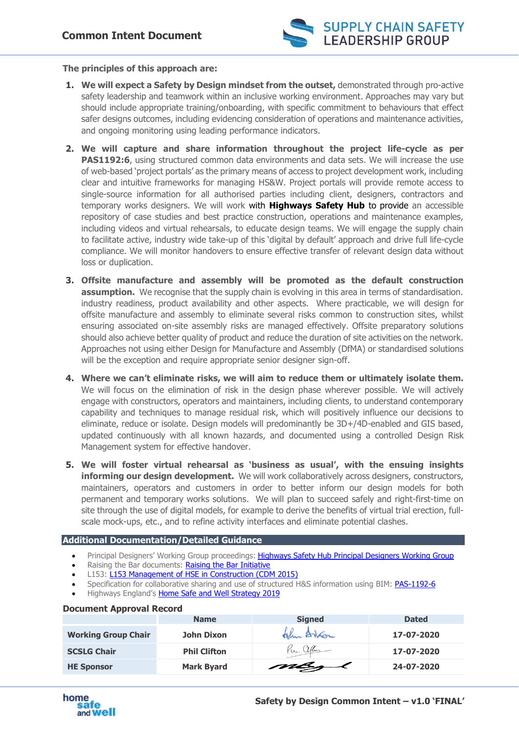**The principles of this approach are:**

1. **We will expect a Safety by Design mindset from the outset,** demonstrated through pro-active safety leadership and teamwork within an inclusive working environment. Approaches may vary but should include appropriate training/onboarding, with specific commitment to behaviours that effect safer designs outcomes, including evidencing consideration of operations and maintenance activities, and ongoing monitoring using leading performance indicators.

2. **We will capture and share information throughout the project life-cycle as per PAS1192:6**, using structured common data environments and data sets. We will increase the use of web-based 'project portals' as the primary means of access to project development work, including clear and intuitive frameworks for managing HS&W. Project portals will provide remote access to single-source information for all authorised parties including client, designers, contractors and temporary works designers. We will work with **Highways Safety Hub** to provide an accessible repository of case studies and best practice construction, operations and maintenance examples, including videos and virtual rehearsals, to educate design teams. We will engage the supply chain to facilitate active, industry wide take-up of this 'digital by default' approach and drive full life-cycle compliance. We will monitor handovers to ensure effective transfer of relevant design data without loss or duplication.

3. **Offsite manufacture and assembly will be promoted as the default construction assumption.** We recognise that the supply chain is evolving in this area in terms of standardisation. industry readiness, product availability and other aspects. Where practicable, we will design for offsite manufacture and assembly to eliminate several risks common to construction sites, whilst ensuring associated on-site assembly risks are managed effectively. Offsite preparatory solutions should also achieve better quality of product and reduce the duration of site activities on the network. Approaches not using either Design for Manufacture and Assembly (DfMA) or standardised solutions will be the exception and require appropriate senior designer sign-off.

4. **Where we can't eliminate risks, we will aim to reduce them or ultimately isolate them.** We will focus on the elimination of risk in the design phase wherever possible. We will actively engage with constructors, operators and maintainers, including clients, to understand contemporary capability and techniques to manage residual risk, which will positively influence our decisions to eliminate, reduce or isolate. Design models will predominantly be 3D+/4D-enabled and GIS based, updated continuously with all known hazards, and documented using a controlled Design Risk Management system for effective handover.

5. **We will foster virtual rehearsal as 'business as usual', with the ensuing insights informing our design development.** We will work collaboratively across designers, constructors, maintainers, operators and customers in order to better inform our design models for both permanent and temporary works solutions. We will plan to succeed safely and right-first-time on site through the use of digital models, for example to derive the benefits of virtual trial erection, full-scale mock-ups, etc., and to refine activity interfaces and eliminate potential clashes.

## Additional Documentation/Detailed Guidance

- Principal Designers' Working Group proceedings: [Highways Safety Hub Principal Designers Working Group]
- Raising the Bar documents: [Raising the Bar Initiative]
- L153: [L153 Management of HSE in Construction (CDM 2015)]
- Specification for collaborative sharing and use of structured H&S information using BIM: [PAS-1192-6]
- Highways England's [Home Safe and Well Strategy 2019]

## Document Approval Record

| | Name | Signed | Dated |
|---|---|---|---|
| **Working Group Chair** | **John Dixon** | *(signature)* | **17-07-2020** |
| **SCSLG Chair** | **Phil Clifton** | *(signature)* | **17-07-2020** |
| **HE Sponsor** | **Mark Byard** | *(signature)* | **24-07-2020** |